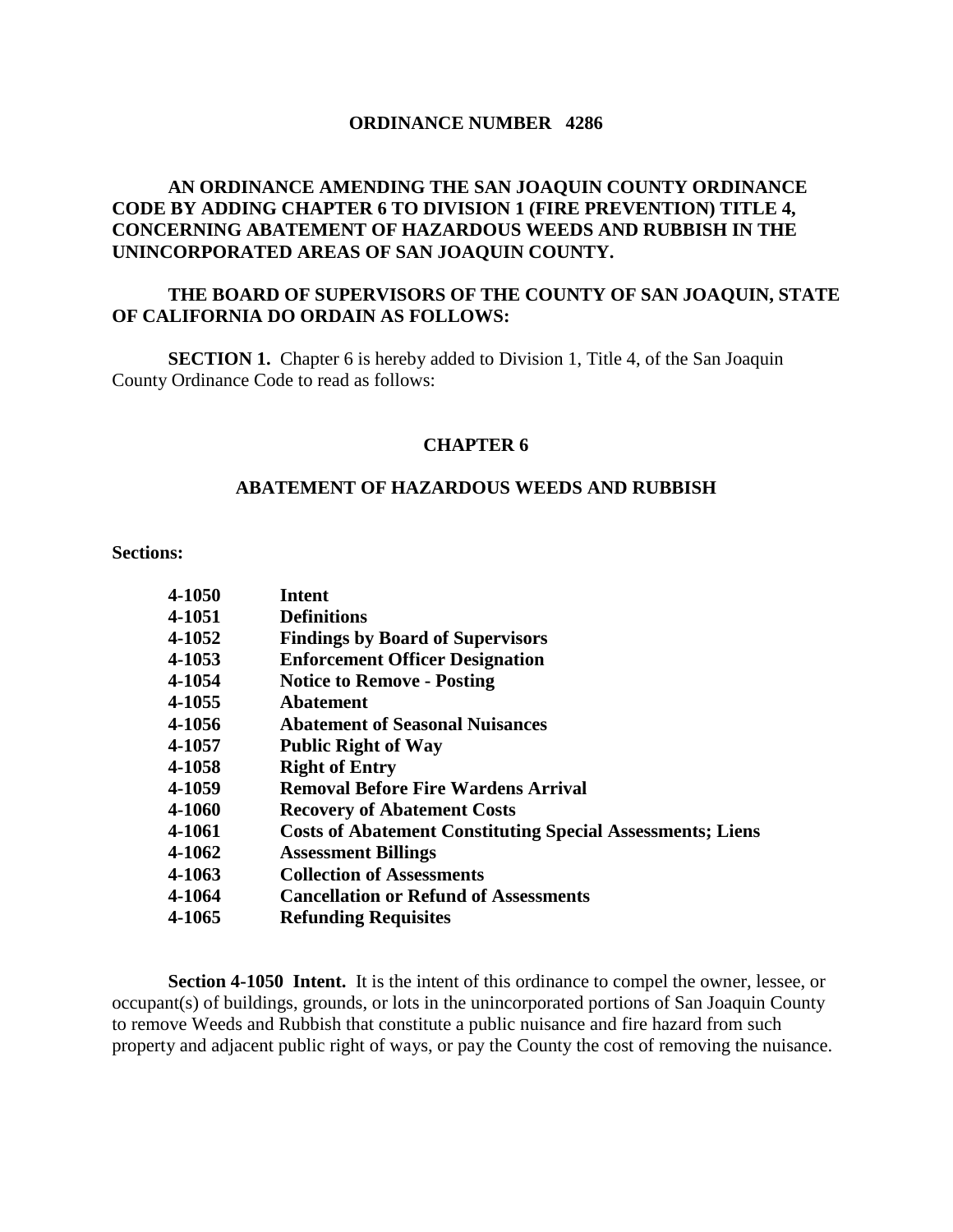# ORDINANCE NUMBER 4286

## AN ORDINANCE AMENDING THE SAN JOAQUIN COUNTY ORDINANCE CODE BY ADDING CHAPTER 6 TO DIVISION 1 (FIRE PREVENTION) TITLE 4, CONCERNING ABATEMENT OF HAZARDOUS WEEDS AND RUBBISH IN THE UNINCORPORATED AREAS OF SAN JOAQUIN COUNTY.

**THE BOARD OF SUPERVISORS OF THE COUNTY OF SAN JOAQUIN, STATE OF CALIFORNIA DO ORDAIN AS FOLLOWS:**

**SECTION 1.** Chapter 6 is hereby added to Division 1, Title 4, of the San Joaquin County Ordinance Code to read as follows:

## CHAPTER 6

## ABATEMENT OF HAZARDOUS WEEDS AND RUBBISH

**Sections:**

| | |
|---|---|
| **4-1050** | **Intent** |
| **4-1051** | **Definitions** |
| **4-1052** | **Findings by Board of Supervisors** |
| **4-1053** | **Enforcement Officer Designation** |
| **4-1054** | **Notice to Remove - Posting** |
| **4-1055** | **Abatement** |
| **4-1056** | **Abatement of Seasonal Nuisances** |
| **4-1057** | **Public Right of Way** |
| **4-1058** | **Right of Entry** |
| **4-1059** | **Removal Before Fire Wardens Arrival** |
| **4-1060** | **Recovery of Abatement Costs** |
| **4-1061** | **Costs of Abatement Constituting Special Assessments; Liens** |
| **4-1062** | **Assessment Billings** |
| **4-1063** | **Collection of Assessments** |
| **4-1064** | **Cancellation or Refund of Assessments** |
| **4-1065** | **Refunding Requisites** |

**Section 4-1050 Intent.** It is the intent of this ordinance to compel the owner, lessee, or occupant(s) of buildings, grounds, or lots in the unincorporated portions of San Joaquin County to remove Weeds and Rubbish that constitute a public nuisance and fire hazard from such property and adjacent public right of ways, or pay the County the cost of removing the nuisance.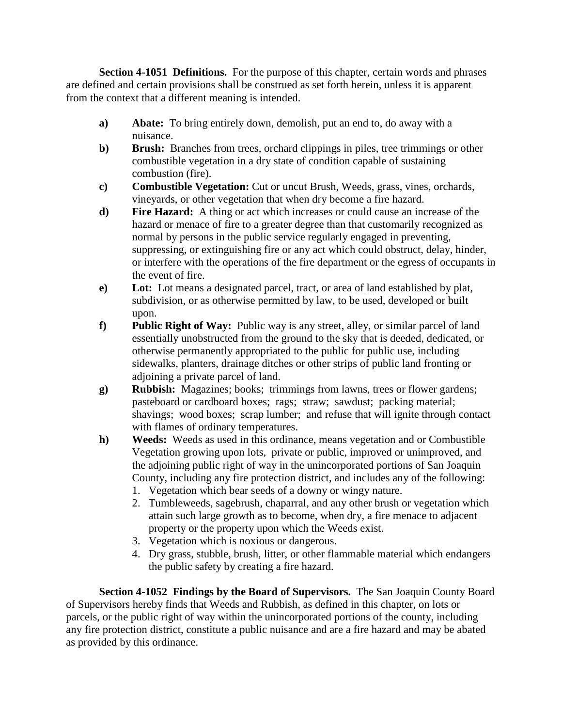**Section 4-1051 Definitions.** For the purpose of this chapter, certain words and phrases are defined and certain provisions shall be construed as set forth herein, unless it is apparent from the context that a different meaning is intended.

- **a) Abate:** To bring entirely down, demolish, put an end to, do away with a nuisance.
- **b) Brush:** Branches from trees, orchard clippings in piles, tree trimmings or other combustible vegetation in a dry state of condition capable of sustaining combustion (fire).
- **c) Combustible Vegetation:** Cut or uncut Brush, Weeds, grass, vines, orchards, vineyards, or other vegetation that when dry become a fire hazard.
- **d) Fire Hazard:** A thing or act which increases or could cause an increase of the hazard or menace of fire to a greater degree than that customarily recognized as normal by persons in the public service regularly engaged in preventing, suppressing, or extinguishing fire or any act which could obstruct, delay, hinder, or interfere with the operations of the fire department or the egress of occupants in the event of fire.
- **e) Lot:** Lot means a designated parcel, tract, or area of land established by plat, subdivision, or as otherwise permitted by law, to be used, developed or built upon.
- **f) Public Right of Way:** Public way is any street, alley, or similar parcel of land essentially unobstructed from the ground to the sky that is deeded, dedicated, or otherwise permanently appropriated to the public for public use, including sidewalks, planters, drainage ditches or other strips of public land fronting or adjoining a private parcel of land.
- **g) Rubbish:** Magazines; books; trimmings from lawns, trees or flower gardens; pasteboard or cardboard boxes; rags; straw; sawdust; packing material; shavings; wood boxes; scrap lumber; and refuse that will ignite through contact with flames of ordinary temperatures.
- **h) Weeds:** Weeds as used in this ordinance, means vegetation and or Combustible Vegetation growing upon lots, private or public, improved or unimproved, and the adjoining public right of way in the unincorporated portions of San Joaquin County, including any fire protection district, and includes any of the following:
  1. Vegetation which bear seeds of a downy or wingy nature.
  2. Tumbleweeds, sagebrush, chaparral, and any other brush or vegetation which attain such large growth as to become, when dry, a fire menace to adjacent property or the property upon which the Weeds exist.
  3. Vegetation which is noxious or dangerous.
  4. Dry grass, stubble, brush, litter, or other flammable material which endangers the public safety by creating a fire hazard.

**Section 4-1052 Findings by the Board of Supervisors.** The San Joaquin County Board of Supervisors hereby finds that Weeds and Rubbish, as defined in this chapter, on lots or parcels, or the public right of way within the unincorporated portions of the county, including any fire protection district, constitute a public nuisance and are a fire hazard and may be abated as provided by this ordinance.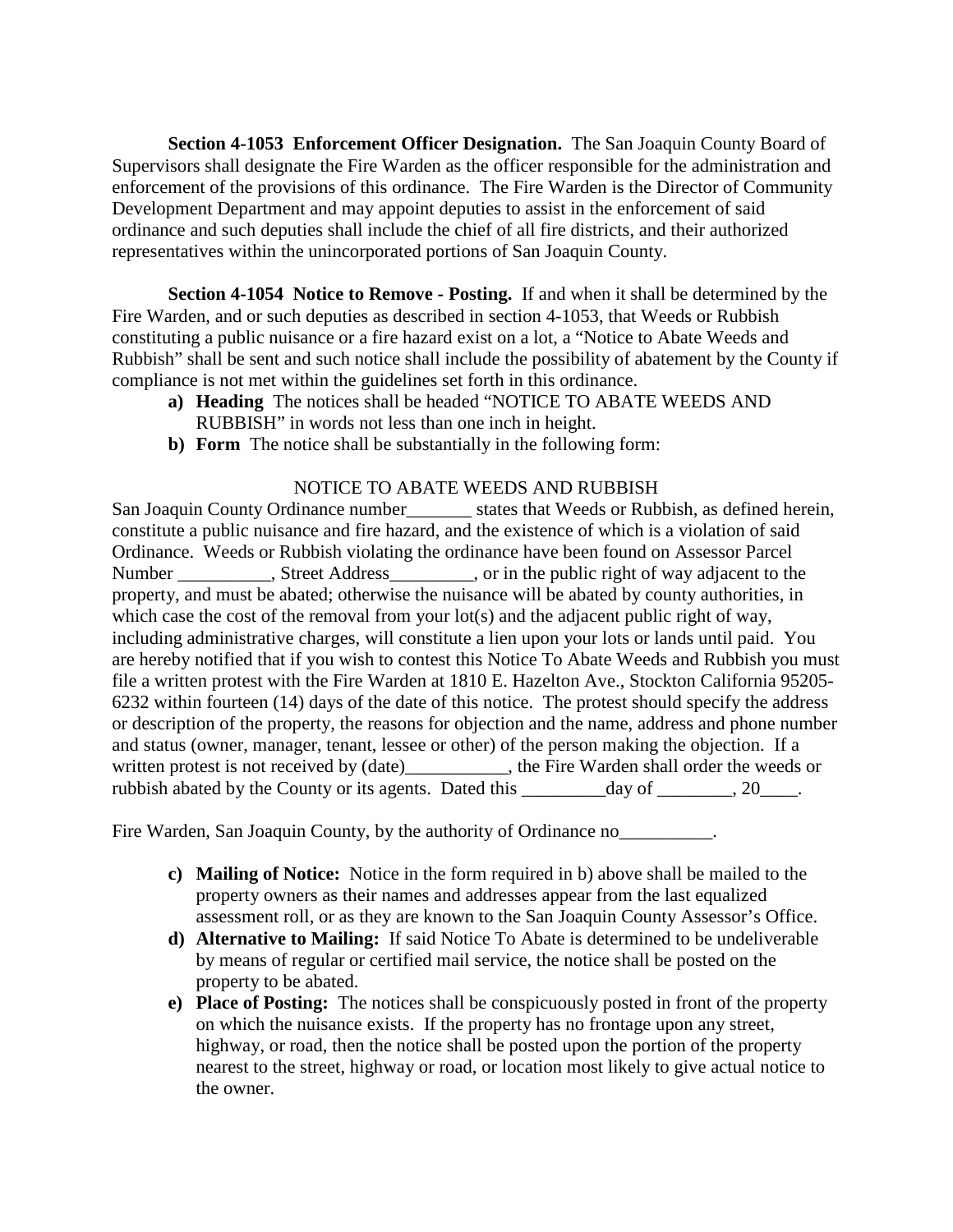**Section 4-1053 Enforcement Officer Designation.** The San Joaquin County Board of Supervisors shall designate the Fire Warden as the officer responsible for the administration and enforcement of the provisions of this ordinance. The Fire Warden is the Director of Community Development Department and may appoint deputies to assist in the enforcement of said ordinance and such deputies shall include the chief of all fire districts, and their authorized representatives within the unincorporated portions of San Joaquin County.

**Section 4-1054 Notice to Remove - Posting.** If and when it shall be determined by the Fire Warden, and or such deputies as described in section 4-1053, that Weeds or Rubbish constituting a public nuisance or a fire hazard exist on a lot, a "Notice to Abate Weeds and Rubbish" shall be sent and such notice shall include the possibility of abatement by the County if compliance is not met within the guidelines set forth in this ordinance.

- **a) Heading** The notices shall be headed "NOTICE TO ABATE WEEDS AND RUBBISH" in words not less than one inch in height.
- **b) Form** The notice shall be substantially in the following form:

NOTICE TO ABATE WEEDS AND RUBBISH

San Joaquin County Ordinance number_______ states that Weeds or Rubbish, as defined herein, constitute a public nuisance and fire hazard, and the existence of which is a violation of said Ordinance. Weeds or Rubbish violating the ordinance have been found on Assessor Parcel Number __________, Street Address_________, or in the public right of way adjacent to the property, and must be abated; otherwise the nuisance will be abated by county authorities, in which case the cost of the removal from your lot(s) and the adjacent public right of way, including administrative charges, will constitute a lien upon your lots or lands until paid. You are hereby notified that if you wish to contest this Notice To Abate Weeds and Rubbish you must file a written protest with the Fire Warden at 1810 E. Hazelton Ave., Stockton California 95205-6232 within fourteen (14) days of the date of this notice. The protest should specify the address or description of the property, the reasons for objection and the name, address and phone number and status (owner, manager, tenant, lessee or other) of the person making the objection. If a written protest is not received by (date)___________, the Fire Warden shall order the weeds or rubbish abated by the County or its agents. Dated this _________day of ________, 20____.

Fire Warden, San Joaquin County, by the authority of Ordinance no__________.

- **c) Mailing of Notice:** Notice in the form required in b) above shall be mailed to the property owners as their names and addresses appear from the last equalized assessment roll, or as they are known to the San Joaquin County Assessor's Office.
- **d) Alternative to Mailing:** If said Notice To Abate is determined to be undeliverable by means of regular or certified mail service, the notice shall be posted on the property to be abated.
- **e) Place of Posting:** The notices shall be conspicuously posted in front of the property on which the nuisance exists. If the property has no frontage upon any street, highway, or road, then the notice shall be posted upon the portion of the property nearest to the street, highway or road, or location most likely to give actual notice to the owner.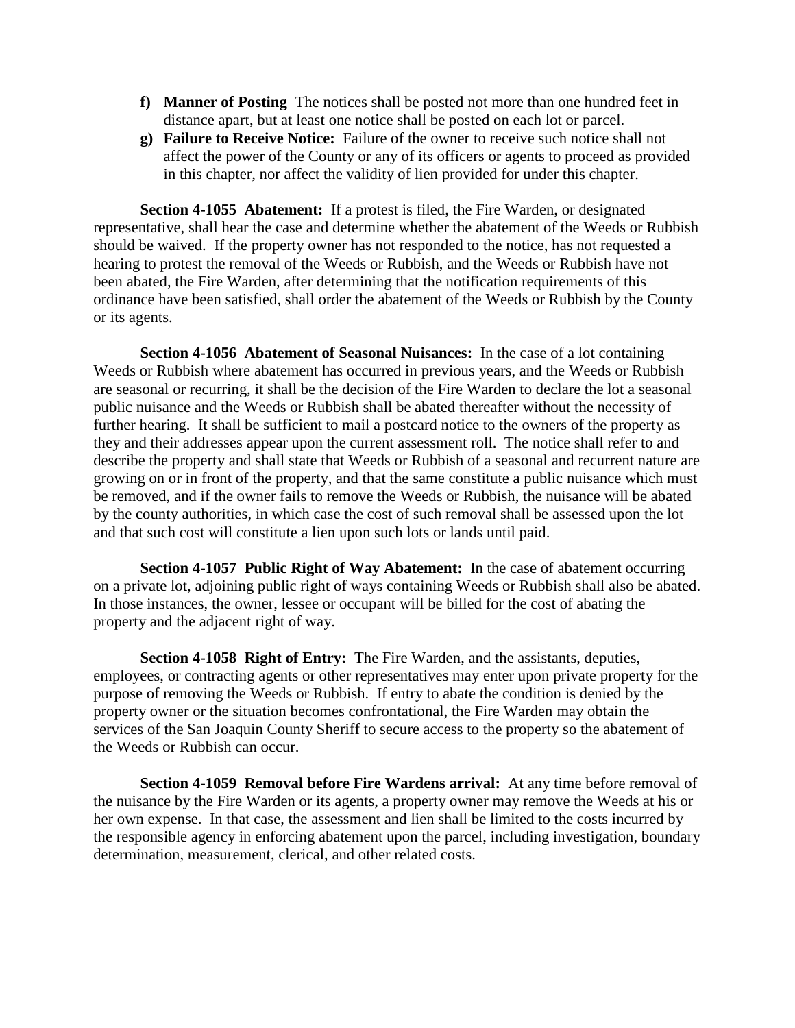f) **Manner of Posting** The notices shall be posted not more than one hundred feet in distance apart, but at least one notice shall be posted on each lot or parcel.
g) **Failure to Receive Notice:** Failure of the owner to receive such notice shall not affect the power of the County or any of its officers or agents to proceed as provided in this chapter, nor affect the validity of lien provided for under this chapter.

**Section 4-1055 Abatement:** If a protest is filed, the Fire Warden, or designated representative, shall hear the case and determine whether the abatement of the Weeds or Rubbish should be waived. If the property owner has not responded to the notice, has not requested a hearing to protest the removal of the Weeds or Rubbish, and the Weeds or Rubbish have not been abated, the Fire Warden, after determining that the notification requirements of this ordinance have been satisfied, shall order the abatement of the Weeds or Rubbish by the County or its agents.

**Section 4-1056 Abatement of Seasonal Nuisances:** In the case of a lot containing Weeds or Rubbish where abatement has occurred in previous years, and the Weeds or Rubbish are seasonal or recurring, it shall be the decision of the Fire Warden to declare the lot a seasonal public nuisance and the Weeds or Rubbish shall be abated thereafter without the necessity of further hearing. It shall be sufficient to mail a postcard notice to the owners of the property as they and their addresses appear upon the current assessment roll. The notice shall refer to and describe the property and shall state that Weeds or Rubbish of a seasonal and recurrent nature are growing on or in front of the property, and that the same constitute a public nuisance which must be removed, and if the owner fails to remove the Weeds or Rubbish, the nuisance will be abated by the county authorities, in which case the cost of such removal shall be assessed upon the lot and that such cost will constitute a lien upon such lots or lands until paid.

**Section 4-1057 Public Right of Way Abatement:** In the case of abatement occurring on a private lot, adjoining public right of ways containing Weeds or Rubbish shall also be abated. In those instances, the owner, lessee or occupant will be billed for the cost of abating the property and the adjacent right of way.

**Section 4-1058 Right of Entry:** The Fire Warden, and the assistants, deputies, employees, or contracting agents or other representatives may enter upon private property for the purpose of removing the Weeds or Rubbish. If entry to abate the condition is denied by the property owner or the situation becomes confrontational, the Fire Warden may obtain the services of the San Joaquin County Sheriff to secure access to the property so the abatement of the Weeds or Rubbish can occur.

**Section 4-1059 Removal before Fire Wardens arrival:** At any time before removal of the nuisance by the Fire Warden or its agents, a property owner may remove the Weeds at his or her own expense. In that case, the assessment and lien shall be limited to the costs incurred by the responsible agency in enforcing abatement upon the parcel, including investigation, boundary determination, measurement, clerical, and other related costs.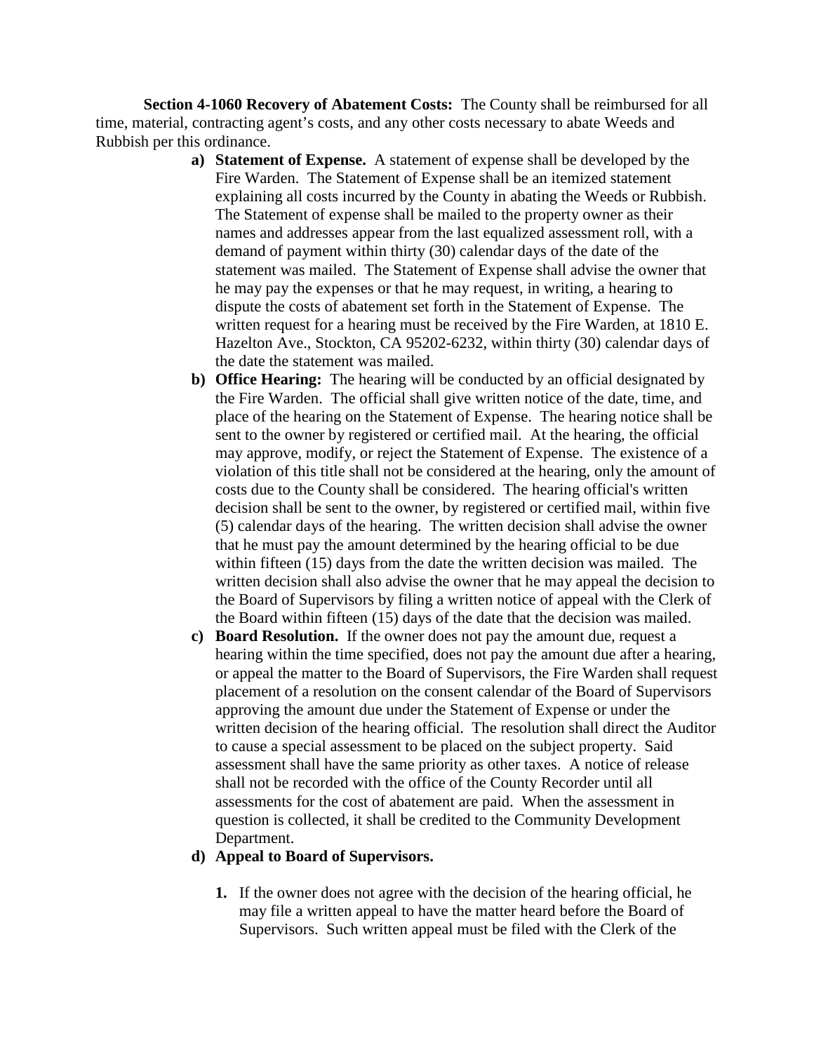**Section 4-1060 Recovery of Abatement Costs:** The County shall be reimbursed for all time, material, contracting agent's costs, and any other costs necessary to abate Weeds and Rubbish per this ordinance.

a) **Statement of Expense.** A statement of expense shall be developed by the Fire Warden. The Statement of Expense shall be an itemized statement explaining all costs incurred by the County in abating the Weeds or Rubbish. The Statement of expense shall be mailed to the property owner as their names and addresses appear from the last equalized assessment roll, with a demand of payment within thirty (30) calendar days of the date of the statement was mailed. The Statement of Expense shall advise the owner that he may pay the expenses or that he may request, in writing, a hearing to dispute the costs of abatement set forth in the Statement of Expense. The written request for a hearing must be received by the Fire Warden, at 1810 E. Hazelton Ave., Stockton, CA 95202-6232, within thirty (30) calendar days of the date the statement was mailed.

b) **Office Hearing:** The hearing will be conducted by an official designated by the Fire Warden. The official shall give written notice of the date, time, and place of the hearing on the Statement of Expense. The hearing notice shall be sent to the owner by registered or certified mail. At the hearing, the official may approve, modify, or reject the Statement of Expense. The existence of a violation of this title shall not be considered at the hearing, only the amount of costs due to the County shall be considered. The hearing official's written decision shall be sent to the owner, by registered or certified mail, within five (5) calendar days of the hearing. The written decision shall advise the owner that he must pay the amount determined by the hearing official to be due within fifteen (15) days from the date the written decision was mailed. The written decision shall also advise the owner that he may appeal the decision to the Board of Supervisors by filing a written notice of appeal with the Clerk of the Board within fifteen (15) days of the date that the decision was mailed.

c) **Board Resolution.** If the owner does not pay the amount due, request a hearing within the time specified, does not pay the amount due after a hearing, or appeal the matter to the Board of Supervisors, the Fire Warden shall request placement of a resolution on the consent calendar of the Board of Supervisors approving the amount due under the Statement of Expense or under the written decision of the hearing official. The resolution shall direct the Auditor to cause a special assessment to be placed on the subject property. Said assessment shall have the same priority as other taxes. A notice of release shall not be recorded with the office of the County Recorder until all assessments for the cost of abatement are paid. When the assessment in question is collected, it shall be credited to the Community Development Department.

d) **Appeal to Board of Supervisors.**

   1. If the owner does not agree with the decision of the hearing official, he may file a written appeal to have the matter heard before the Board of Supervisors. Such written appeal must be filed with the Clerk of the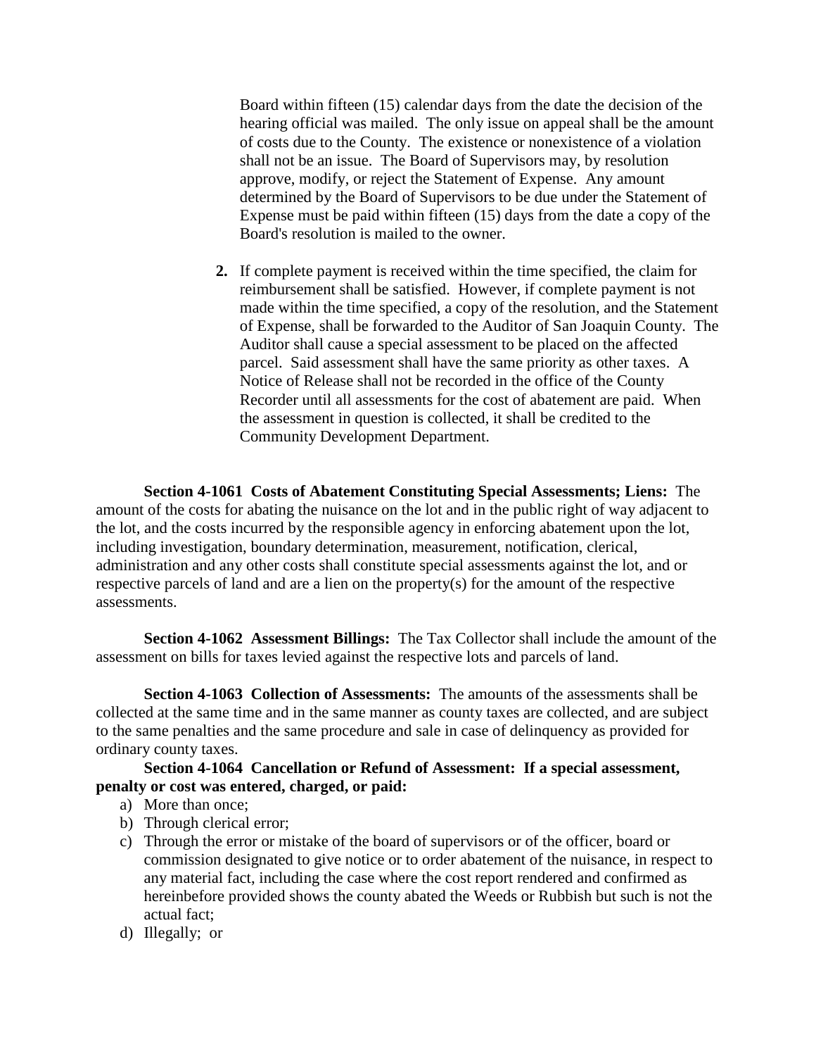Board within fifteen (15) calendar days from the date the decision of the hearing official was mailed. The only issue on appeal shall be the amount of costs due to the County. The existence or nonexistence of a violation shall not be an issue. The Board of Supervisors may, by resolution approve, modify, or reject the Statement of Expense. Any amount determined by the Board of Supervisors to be due under the Statement of Expense must be paid within fifteen (15) days from the date a copy of the Board's resolution is mailed to the owner.

2. If complete payment is received within the time specified, the claim for reimbursement shall be satisfied. However, if complete payment is not made within the time specified, a copy of the resolution, and the Statement of Expense, shall be forwarded to the Auditor of San Joaquin County. The Auditor shall cause a special assessment to be placed on the affected parcel. Said assessment shall have the same priority as other taxes. A Notice of Release shall not be recorded in the office of the County Recorder until all assessments for the cost of abatement are paid. When the assessment in question is collected, it shall be credited to the Community Development Department.

**Section 4-1061 Costs of Abatement Constituting Special Assessments; Liens:** The amount of the costs for abating the nuisance on the lot and in the public right of way adjacent to the lot, and the costs incurred by the responsible agency in enforcing abatement upon the lot, including investigation, boundary determination, measurement, notification, clerical, administration and any other costs shall constitute special assessments against the lot, and or respective parcels of land and are a lien on the property(s) for the amount of the respective assessments.

**Section 4-1062 Assessment Billings:** The Tax Collector shall include the amount of the assessment on bills for taxes levied against the respective lots and parcels of land.

**Section 4-1063 Collection of Assessments:** The amounts of the assessments shall be collected at the same time and in the same manner as county taxes are collected, and are subject to the same penalties and the same procedure and sale in case of delinquency as provided for ordinary county taxes.

**Section 4-1064 Cancellation or Refund of Assessment: If a special assessment, penalty or cost was entered, charged, or paid:**

a) More than once;
b) Through clerical error;
c) Through the error or mistake of the board of supervisors or of the officer, board or commission designated to give notice or to order abatement of the nuisance, in respect to any material fact, including the case where the cost report rendered and confirmed as hereinbefore provided shows the county abated the Weeds or Rubbish but such is not the actual fact;
d) Illegally; or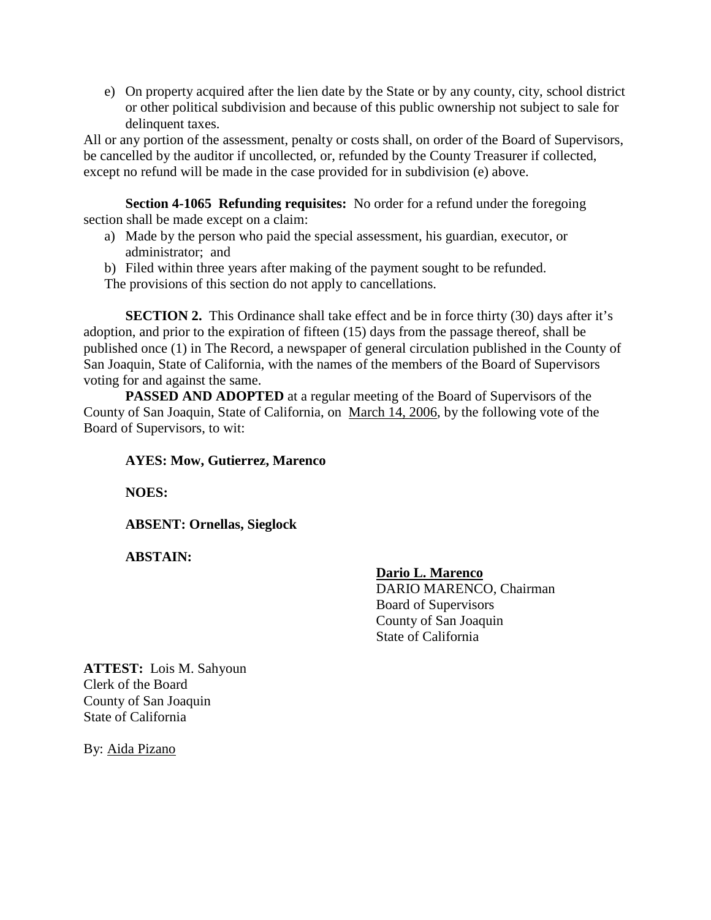e) On property acquired after the lien date by the State or by any county, city, school district or other political subdivision and because of this public ownership not subject to sale for delinquent taxes.

All or any portion of the assessment, penalty or costs shall, on order of the Board of Supervisors, be cancelled by the auditor if uncollected, or, refunded by the County Treasurer if collected, except no refund will be made in the case provided for in subdivision (e) above.

**Section 4-1065 Refunding requisites:** No order for a refund under the foregoing section shall be made except on a claim:

a) Made by the person who paid the special assessment, his guardian, executor, or administrator; and
b) Filed within three years after making of the payment sought to be refunded.

The provisions of this section do not apply to cancellations.

**SECTION 2.** This Ordinance shall take effect and be in force thirty (30) days after it's adoption, and prior to the expiration of fifteen (15) days from the passage thereof, shall be published once (1) in The Record, a newspaper of general circulation published in the County of San Joaquin, State of California, with the names of the members of the Board of Supervisors voting for and against the same.

**PASSED AND ADOPTED** at a regular meeting of the Board of Supervisors of the County of San Joaquin, State of California, on March 14, 2006, by the following vote of the Board of Supervisors, to wit:

**AYES: Mow, Gutierrez, Marenco**

**NOES:**

**ABSENT: Ornellas, Sieglock**

**ABSTAIN:**

**Dario L. Marenco**
DARIO MARENCO, Chairman
Board of Supervisors
County of San Joaquin
State of California

**ATTEST:** Lois M. Sahyoun
Clerk of the Board
County of San Joaquin
State of California

By: Aida Pizano